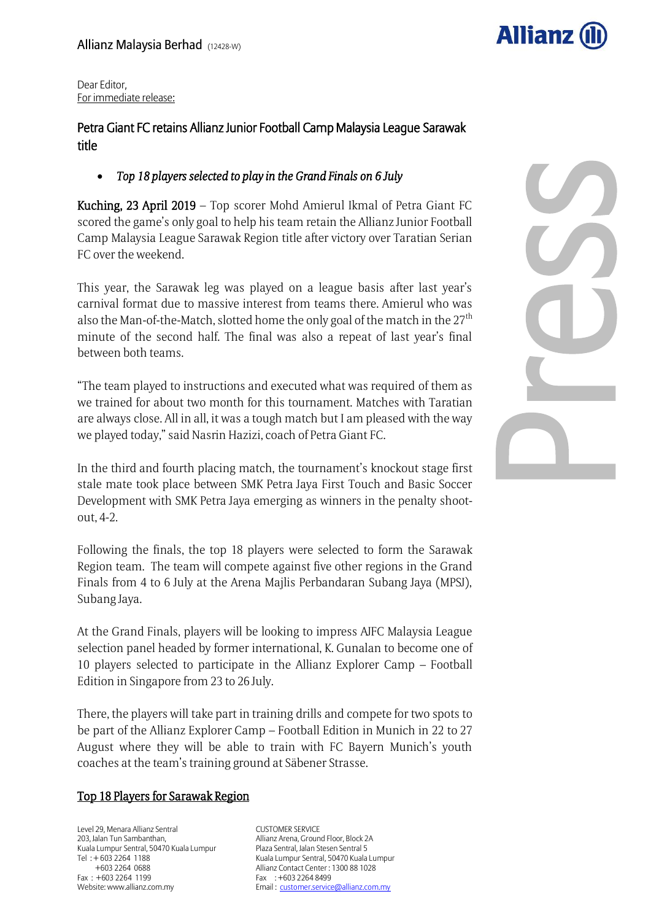Allianz Malaysia Berhad (12428-W)

Dear Editor,
For immediate release:

## Petra Giant FC retains Allianz Junior Football Camp Malaysia League Sarawak title

- *Top 18 players selected to play in the Grand Finals on 6 July*

**Kuching, 23 April 2019** – Top scorer Mohd Amierul Ikmal of Petra Giant FC scored the game's only goal to help his team retain the Allianz Junior Football Camp Malaysia League Sarawak Region title after victory over Taratian Serian FC over the weekend.

This year, the Sarawak leg was played on a league basis after last year's carnival format due to massive interest from teams there. Amierul who was also the Man-of-the-Match, slotted home the only goal of the match in the 27th minute of the second half. The final was also a repeat of last year's final between both teams.

"The team played to instructions and executed what was required of them as we trained for about two month for this tournament. Matches with Taratian are always close. All in all, it was a tough match but I am pleased with the way we played today," said Nasrin Hazizi, coach of Petra Giant FC.

In the third and fourth placing match, the tournament's knockout stage first stale mate took place between SMK Petra Jaya First Touch and Basic Soccer Development with SMK Petra Jaya emerging as winners in the penalty shoot-out, 4-2.

Following the finals, the top 18 players were selected to form the Sarawak Region team. The team will compete against five other regions in the Grand Finals from 4 to 6 July at the Arena Majlis Perbandaran Subang Jaya (MPSJ), Subang Jaya.

At the Grand Finals, players will be looking to impress AJFC Malaysia League selection panel headed by former international, K. Gunalan to become one of 10 players selected to participate in the Allianz Explorer Camp – Football Edition in Singapore from 23 to 26 July.

There, the players will take part in training drills and compete for two spots to be part of the Allianz Explorer Camp – Football Edition in Munich in 22 to 27 August where they will be able to train with FC Bayern Munich's youth coaches at the team's training ground at Säbener Strasse.

## Top 18 Players for Sarawak Region

Level 29, Menara Allianz Sentral
203, Jalan Tun Sambanthan,
Kuala Lumpur Sentral, 50470 Kuala Lumpur
Tel : + 603 2264 1188
+603 2264 0688
Fax : +603 2264 1199
Website: www.allianz.com.my

CUSTOMER SERVICE
Allianz Arena, Ground Floor, Block 2A
Plaza Sentral, Jalan Stesen Sentral 5
Kuala Lumpur Sentral, 50470 Kuala Lumpur
Allianz Contact Center : 1300 88 1028
Fax : +603 2264 8499
Email : customer.service@allianz.com.my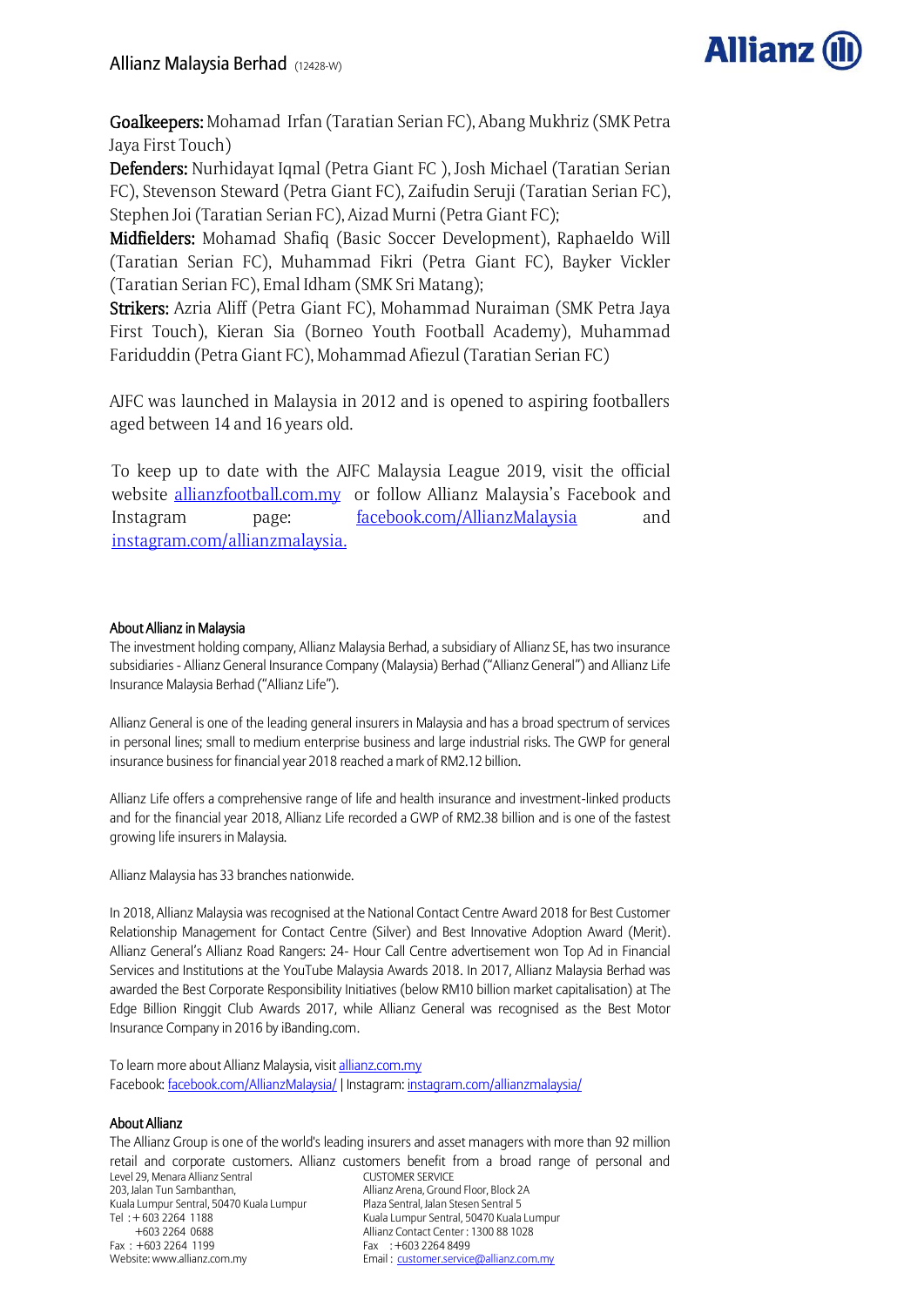**Goalkeepers:** Mohamad Irfan (Taratian Serian FC), Abang Mukhriz (SMK Petra Jaya First Touch)

**Defenders:** Nurhidayat Iqmal (Petra Giant FC ), Josh Michael (Taratian Serian FC), Stevenson Steward (Petra Giant FC), Zaifudin Seruji (Taratian Serian FC), Stephen Joi (Taratian Serian FC), Aizad Murni (Petra Giant FC);

**Midfielders:** Mohamad Shafiq (Basic Soccer Development), Raphaeldo Will (Taratian Serian FC), Muhammad Fikri (Petra Giant FC), Bayker Vickler (Taratian Serian FC), Emal Idham (SMK Sri Matang);

**Strikers:** Azria Aliff (Petra Giant FC), Mohammad Nuraiman (SMK Petra Jaya First Touch), Kieran Sia (Borneo Youth Football Academy), Muhammad Fariduddin (Petra Giant FC), Mohammad Afiezul (Taratian Serian FC)

AJFC was launched in Malaysia in 2012 and is opened to aspiring footballers aged between 14 and 16 years old.

To keep up to date with the AJFC Malaysia League 2019, visit the official website allianzfootball.com.my or follow Allianz Malaysia's Facebook and Instagram page: facebook.com/AllianzMalaysia and instagram.com/allianzmalaysia.

## About Allianz in Malaysia

The investment holding company, Allianz Malaysia Berhad, a subsidiary of Allianz SE, has two insurance subsidiaries - Allianz General Insurance Company (Malaysia) Berhad ("Allianz General") and Allianz Life Insurance Malaysia Berhad ("Allianz Life").

Allianz General is one of the leading general insurers in Malaysia and has a broad spectrum of services in personal lines; small to medium enterprise business and large industrial risks. The GWP for general insurance business for financial year 2018 reached a mark of RM2.12 billion.

Allianz Life offers a comprehensive range of life and health insurance and investment-linked products and for the financial year 2018, Allianz Life recorded a GWP of RM2.38 billion and is one of the fastest growing life insurers in Malaysia.

Allianz Malaysia has 33 branches nationwide.

In 2018, Allianz Malaysia was recognised at the National Contact Centre Award 2018 for Best Customer Relationship Management for Contact Centre (Silver) and Best Innovative Adoption Award (Merit). Allianz General's Allianz Road Rangers: 24- Hour Call Centre advertisement won Top Ad in Financial Services and Institutions at the YouTube Malaysia Awards 2018. In 2017, Allianz Malaysia Berhad was awarded the Best Corporate Responsibility Initiatives (below RM10 billion market capitalisation) at The Edge Billion Ringgit Club Awards 2017, while Allianz General was recognised as the Best Motor Insurance Company in 2016 by iBanding.com.

To learn more about Allianz Malaysia, visit allianz.com.my
Facebook: facebook.com/AllianzMalaysia/ | Instagram: instagram.com/allianzmalaysia/

## About Allianz

The Allianz Group is one of the world's leading insurers and asset managers with more than 92 million retail and corporate customers. Allianz customers benefit from a broad range of personal and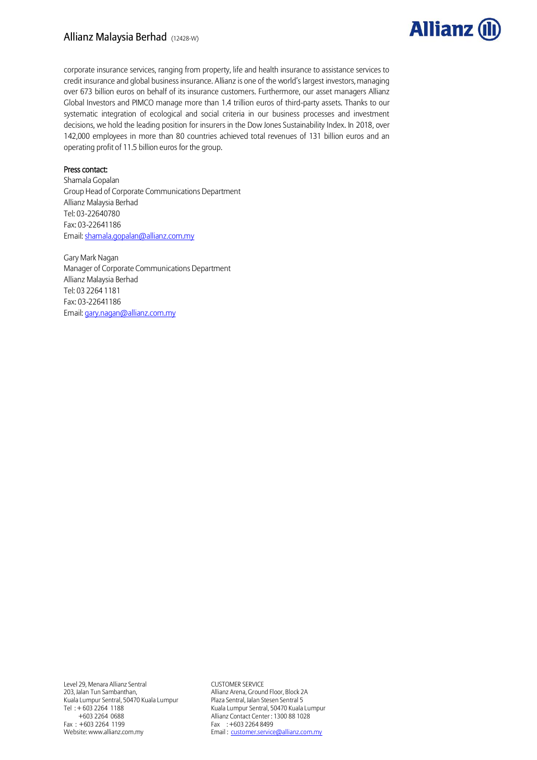corporate insurance services, ranging from property, life and health insurance to assistance services to credit insurance and global business insurance. Allianz is one of the world's largest investors, managing over 673 billion euros on behalf of its insurance customers. Furthermore, our asset managers Allianz Global Investors and PIMCO manage more than 1.4 trillion euros of third-party assets. Thanks to our systematic integration of ecological and social criteria in our business processes and investment decisions, we hold the leading position for insurers in the Dow Jones Sustainability Index. In 2018, over 142,000 employees in more than 80 countries achieved total revenues of 131 billion euros and an operating profit of 11.5 billion euros for the group.

**Press contact:**

Shamala Gopalan
Group Head of Corporate Communications Department
Allianz Malaysia Berhad
Tel: 03-22640780
Fax: 03-22641186
Email: shamala.gopalan@allianz.com.my

Gary Mark Nagan
Manager of Corporate Communications Department
Allianz Malaysia Berhad
Tel: 03 2264 1181
Fax: 03-22641186
Email: gary.nagan@allianz.com.my

Level 29, Menara Allianz Sentral
203, Jalan Tun Sambanthan,
Kuala Lumpur Sentral, 50470 Kuala Lumpur
Tel : + 603 2264 1188
+603 2264 0688
Fax : +603 2264 1199
Website: www.allianz.com.my

CUSTOMER SERVICE
Allianz Arena, Ground Floor, Block 2A
Plaza Sentral, Jalan Stesen Sentral 5
Kuala Lumpur Sentral, 50470 Kuala Lumpur
Allianz Contact Center : 1300 88 1028
Fax : +603 2264 8499
Email : customer.service@allianz.com.my